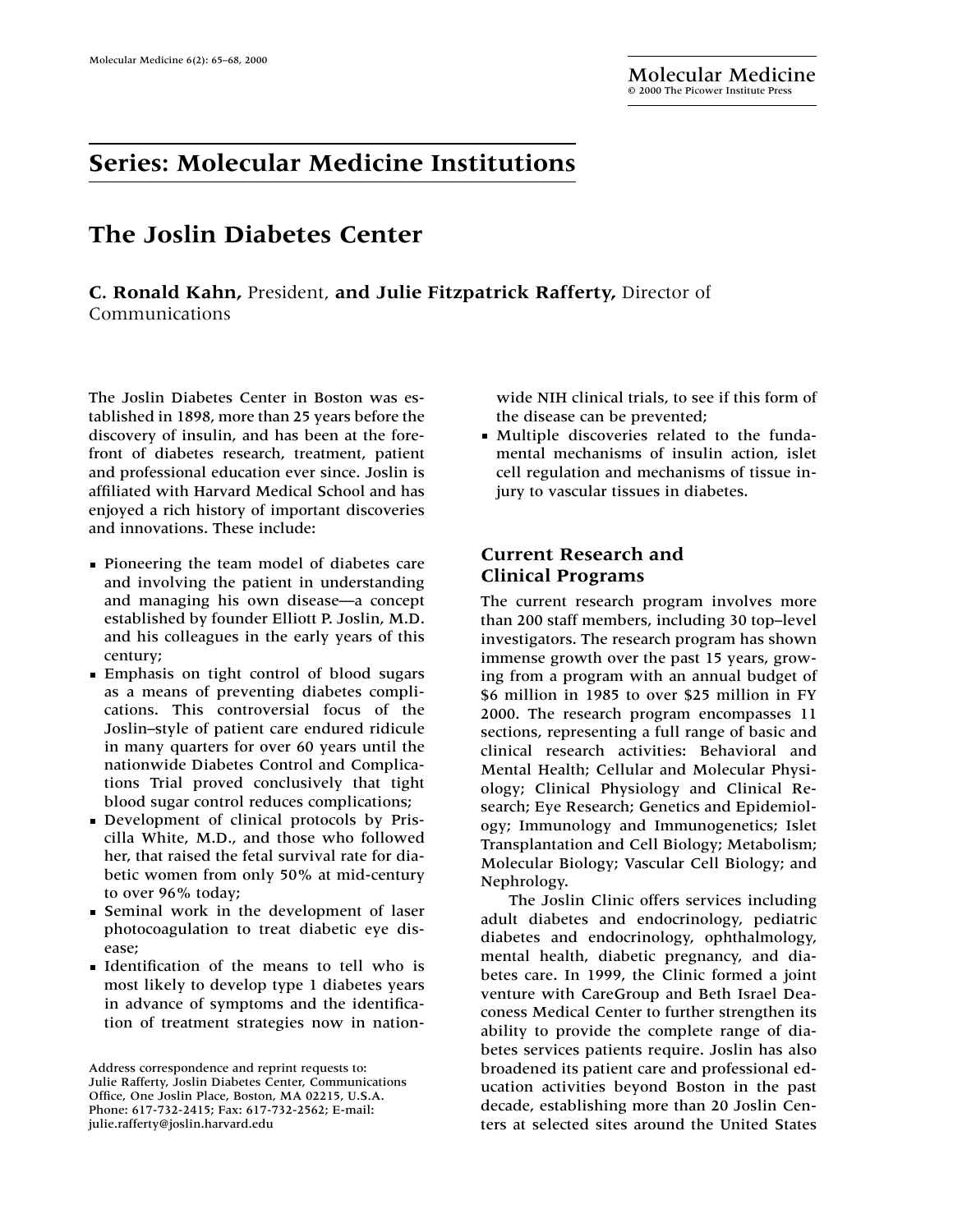## Series: Molecular Medicine Institutions

# The Joslin Diabetes Center

**C. Ronald Kahn,** President, **and Julie Fitzpatrick Rafferty,** Director of Communications

The Joslin Diabetes Center in Boston was established in 1898, more than 25 years before the discovery of insulin, and has been at the forefront of diabetes research, treatment, patient and professional education ever since. Joslin is affiliated with Harvard Medical School and has enjoyed a rich history of important discoveries and innovations. These include:

- Pioneering the team model of diabetes care and involving the patient in understanding and managing his own disease—a concept established by founder Elliott P. Joslin, M.D. and his colleagues in the early years of this century;
- Emphasis on tight control of blood sugars as a means of preventing diabetes complications. This controversial focus of the Joslin–style of patient care endured ridicule in many quarters for over 60 years until the nationwide Diabetes Control and Complications Trial proved conclusively that tight blood sugar control reduces complications;
- Development of clinical protocols by Priscilla White, M.D., and those who followed her, that raised the fetal survival rate for diabetic women from only 50% at mid-century to over 96% today;
- Seminal work in the development of laser photocoagulation to treat diabetic eye disease;
- Identification of the means to tell who is most likely to develop type 1 diabetes years in advance of symptoms and the identification of treatment strategies now in nationwide NIH clinical trials, to see if this form of the disease can be prevented;
- Multiple discoveries related to the fundamental mechanisms of insulin action, islet cell regulation and mechanisms of tissue injury to vascular tissues in diabetes.

## Current Research and Clinical Programs

The current research program involves more than 200 staff members, including 30 top–level investigators. The research program has shown immense growth over the past 15 years, growing from a program with an annual budget of $6 million in 1985 to over $25 million in FY 2000. The research program encompasses 11 sections, representing a full range of basic and clinical research activities: Behavioral and Mental Health; Cellular and Molecular Physiology; Clinical Physiology and Clinical Research; Eye Research; Genetics and Epidemiology; Immunology and Immunogenetics; Islet Transplantation and Cell Biology; Metabolism; Molecular Biology; Vascular Cell Biology; and Nephrology.

The Joslin Clinic offers services including adult diabetes and endocrinology, pediatric diabetes and endocrinology, ophthalmology, mental health, diabetic pregnancy, and diabetes care. In 1999, the Clinic formed a joint venture with CareGroup and Beth Israel Deaconess Medical Center to further strengthen its ability to provide the complete range of diabetes services patients require. Joslin has also broadened its patient care and professional education activities beyond Boston in the past decade, establishing more than 20 Joslin Centers at selected sites around the United States

Address correspondence and reprint requests to: Julie Rafferty, Joslin Diabetes Center, Communications Office, One Joslin Place, Boston, MA 02215, U.S.A. Phone: 617-732-2415; Fax: 617-732-2562; E-mail: julie.rafferty@joslin.harvard.edu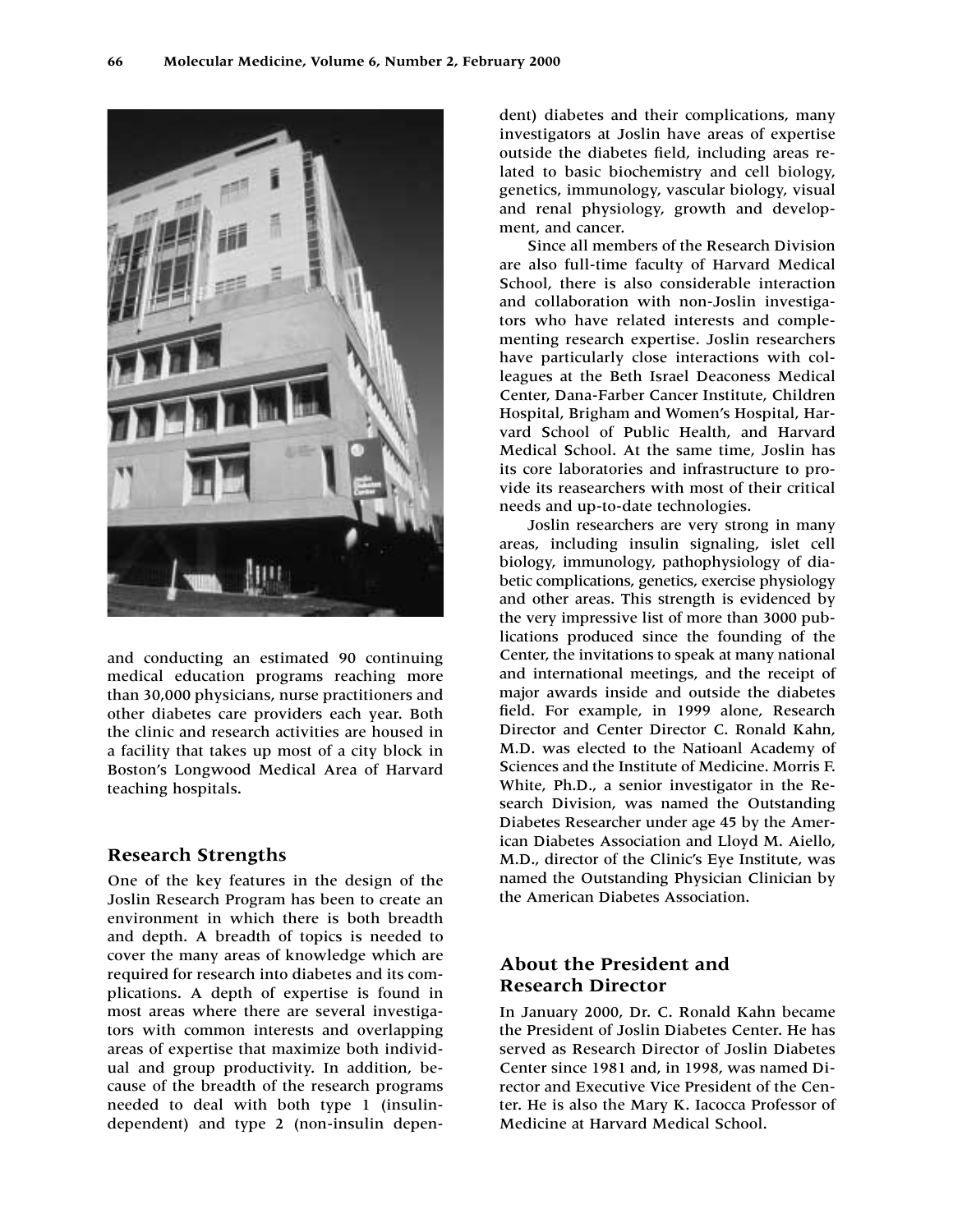and conducting an estimated 90 continuing medical education programs reaching more than 30,000 physicians, nurse practitioners and other diabetes care providers each year. Both the clinic and research activities are housed in a facility that takes up most of a city block in Boston's Longwood Medical Area of Harvard teaching hospitals.

## Research Strengths

One of the key features in the design of the Joslin Research Program has been to create an environment in which there is both breadth and depth. A breadth of topics is needed to cover the many areas of knowledge which are required for research into diabetes and its complications. A depth of expertise is found in most areas where there are several investigators with common interests and overlapping areas of expertise that maximize both individual and group productivity. In addition, because of the breadth of the research programs needed to deal with both type 1 (insulin-dependent) and type 2 (non-insulin dependent) diabetes and their complications, many investigators at Joslin have areas of expertise outside the diabetes field, including areas related to basic biochemistry and cell biology, genetics, immunology, vascular biology, visual and renal physiology, growth and development, and cancer.

Since all members of the Research Division are also full-time faculty of Harvard Medical School, there is also considerable interaction and collaboration with non-Joslin investigators who have related interests and complementing research expertise. Joslin researchers have particularly close interactions with colleagues at the Beth Israel Deaconess Medical Center, Dana-Farber Cancer Institute, Children Hospital, Brigham and Women's Hospital, Harvard School of Public Health, and Harvard Medical School. At the same time, Joslin has its core laboratories and infrastructure to provide its reasearchers with most of their critical needs and up-to-date technologies.

Joslin researchers are very strong in many areas, including insulin signaling, islet cell biology, immunology, pathophysiology of diabetic complications, genetics, exercise physiology and other areas. This strength is evidenced by the very impressive list of more than 3000 publications produced since the founding of the Center, the invitations to speak at many national and international meetings, and the receipt of major awards inside and outside the diabetes field. For example, in 1999 alone, Research Director and Center Director C. Ronald Kahn, M.D. was elected to the Natioanl Academy of Sciences and the Institute of Medicine. Morris F. White, Ph.D., a senior investigator in the Research Division, was named the Outstanding Diabetes Researcher under age 45 by the American Diabetes Association and Lloyd M. Aiello, M.D., director of the Clinic's Eye Institute, was named the Outstanding Physician Clinician by the American Diabetes Association.

## About the President and Research Director

In January 2000, Dr. C. Ronald Kahn became the President of Joslin Diabetes Center. He has served as Research Director of Joslin Diabetes Center since 1981 and, in 1998, was named Director and Executive Vice President of the Center. He is also the Mary K. Iacocca Professor of Medicine at Harvard Medical School.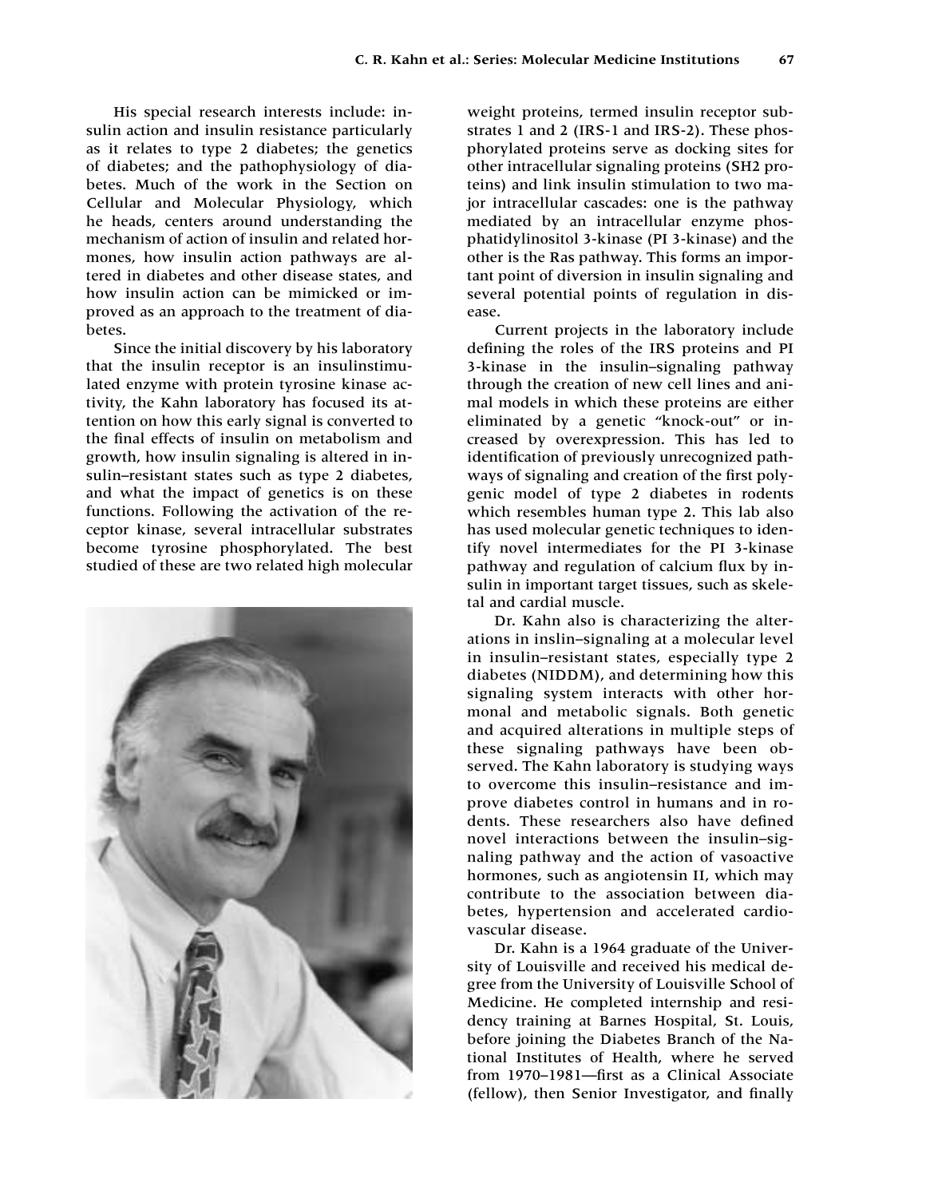His special research interests include: insulin action and insulin resistance particularly as it relates to type 2 diabetes; the genetics of diabetes; and the pathophysiology of diabetes. Much of the work in the Section on Cellular and Molecular Physiology, which he heads, centers around understanding the mechanism of action of insulin and related hormones, how insulin action pathways are altered in diabetes and other disease states, and how insulin action can be mimicked or improved as an approach to the treatment of diabetes.

Since the initial discovery by his laboratory that the insulin receptor is an insulinstimulated enzyme with protein tyrosine kinase activity, the Kahn laboratory has focused its attention on how this early signal is converted to the final effects of insulin on metabolism and growth, how insulin signaling is altered in insulin–resistant states such as type 2 diabetes, and what the impact of genetics is on these functions. Following the activation of the receptor kinase, several intracellular substrates become tyrosine phosphorylated. The best studied of these are two related high molecular weight proteins, termed insulin receptor substrates 1 and 2 (IRS-1 and IRS-2). These phosphorylated proteins serve as docking sites for other intracellular signaling proteins (SH2 proteins) and link insulin stimulation to two major intracellular cascades: one is the pathway mediated by an intracellular enzyme phosphatidylinositol 3-kinase (PI 3-kinase) and the other is the Ras pathway. This forms an important point of diversion in insulin signaling and several potential points of regulation in disease.

Current projects in the laboratory include defining the roles of the IRS proteins and PI 3-kinase in the insulin–signaling pathway through the creation of new cell lines and animal models in which these proteins are either eliminated by a genetic "knock-out" or increased by overexpression. This has led to identification of previously unrecognized pathways of signaling and creation of the first polygenic model of type 2 diabetes in rodents which resembles human type 2. This lab also has used molecular genetic techniques to identify novel intermediates for the PI 3-kinase pathway and regulation of calcium flux by insulin in important target tissues, such as skeletal and cardial muscle.

Dr. Kahn also is characterizing the alterations in inslin–signaling at a molecular level in insulin–resistant states, especially type 2 diabetes (NIDDM), and determining how this signaling system interacts with other hormonal and metabolic signals. Both genetic and acquired alterations in multiple steps of these signaling pathways have been observed. The Kahn laboratory is studying ways to overcome this insulin–resistance and improve diabetes control in humans and in rodents. These researchers also have defined novel interactions between the insulin–signaling pathway and the action of vasoactive hormones, such as angiotensin II, which may contribute to the association between diabetes, hypertension and accelerated cardiovascular disease.

Dr. Kahn is a 1964 graduate of the University of Louisville and received his medical degree from the University of Louisville School of Medicine. He completed internship and residency training at Barnes Hospital, St. Louis, before joining the Diabetes Branch of the National Institutes of Health, where he served from 1970–1981—first as a Clinical Associate (fellow), then Senior Investigator, and finally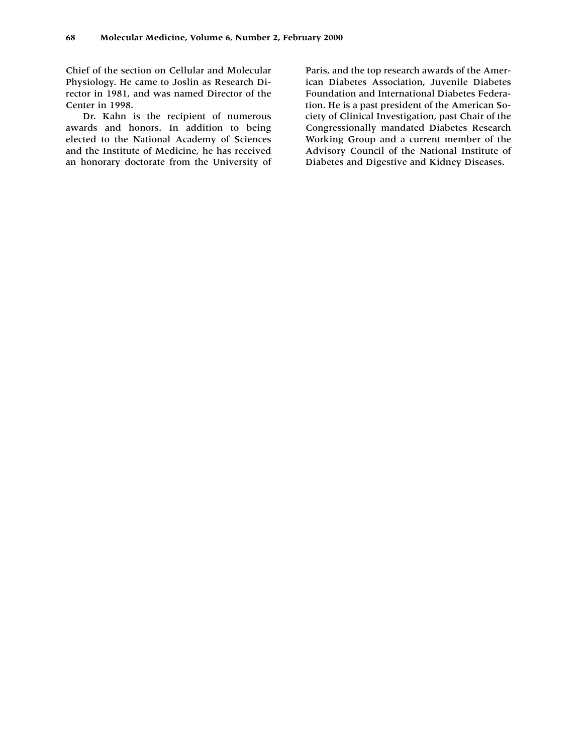Chief of the section on Cellular and Molecular Physiology. He came to Joslin as Research Director in 1981, and was named Director of the Center in 1998.

Dr. Kahn is the recipient of numerous awards and honors. In addition to being elected to the National Academy of Sciences and the Institute of Medicine, he has received an honorary doctorate from the University of Paris, and the top research awards of the American Diabetes Association, Juvenile Diabetes Foundation and International Diabetes Federation. He is a past president of the American Society of Clinical Investigation, past Chair of the Congressionally mandated Diabetes Research Working Group and a current member of the Advisory Council of the National Institute of Diabetes and Digestive and Kidney Diseases.